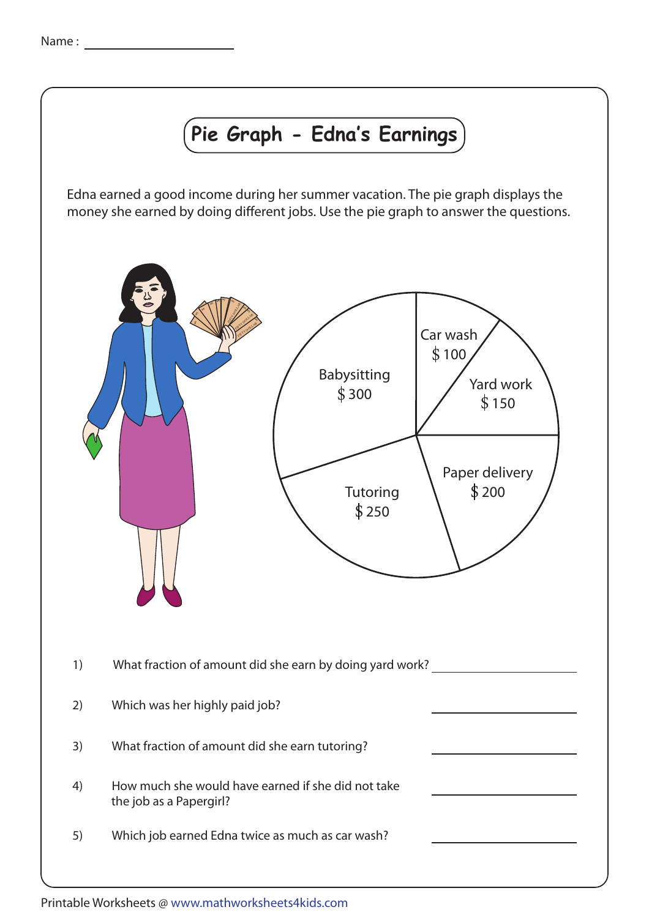Name : ____________________

# Pie Graph - Edna's Earnings

Edna earned a good income during her summer vacation. The pie graph displays the money she earned by doing different jobs. Use the pie graph to answer the questions.

Car wash $ 100

Yard work $ 150

Babysitting $ 300

Paper delivery $ 200

Tutoring $ 250

1) What fraction of amount did she earn by doing yard work? ____________________

2) Which was her highly paid job? ____________________

3) What fraction of amount did she earn tutoring? ____________________

4) How much she would have earned if she did not take the job as a Papergirl? ____________________

5) Which job earned Edna twice as much as car wash? ____________________

Printable Worksheets @ www.mathworksheets4kids.com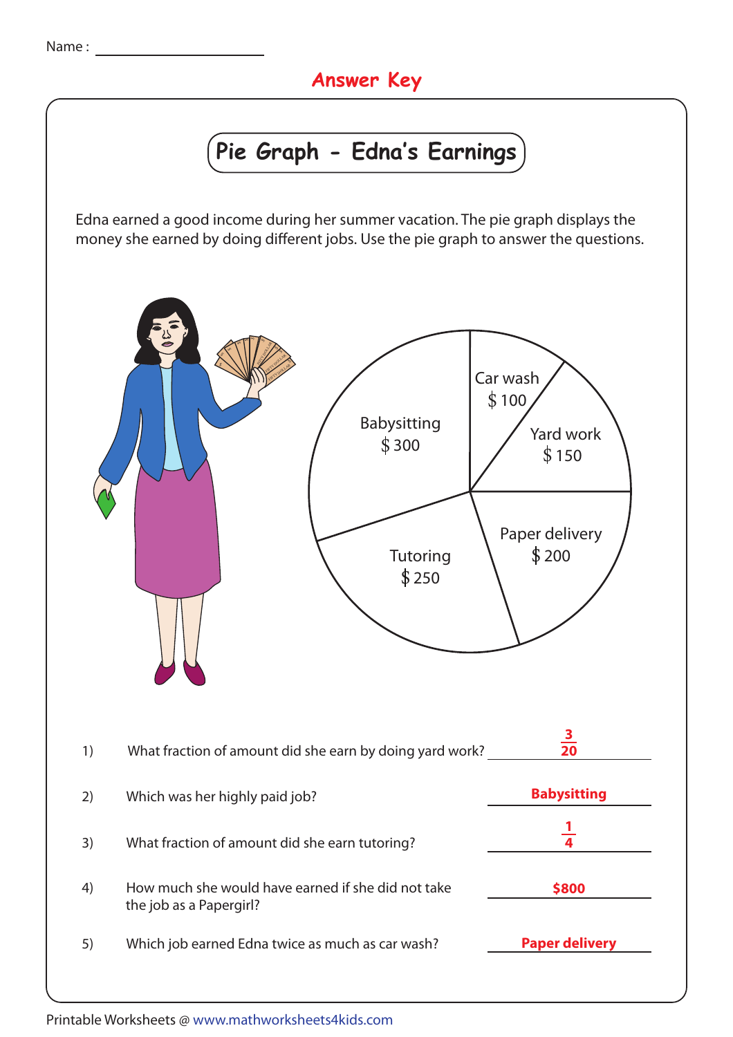Name : ____________________

**Answer Key**

# Pie Graph - Edna's Earnings

Edna earned a good income during her summer vacation. The pie graph displays the money she earned by doing different jobs. Use the pie graph to answer the questions.

Car wash
$ 100

Yard work
$ 150

Babysitting
$ 300

Paper delivery
$ 200

Tutoring
$ 250

1) What fraction of amount did she earn by doing yard work? $\frac{3}{20}$

2) Which was her highly paid job? **Babysitting**

3) What fraction of amount did she earn tutoring? $\frac{1}{4}$

4) How much she would have earned if she did not take the job as a Papergirl? **$800**

5) Which job earned Edna twice as much as car wash? **Paper delivery**

Printable Worksheets @ www.mathworksheets4kids.com